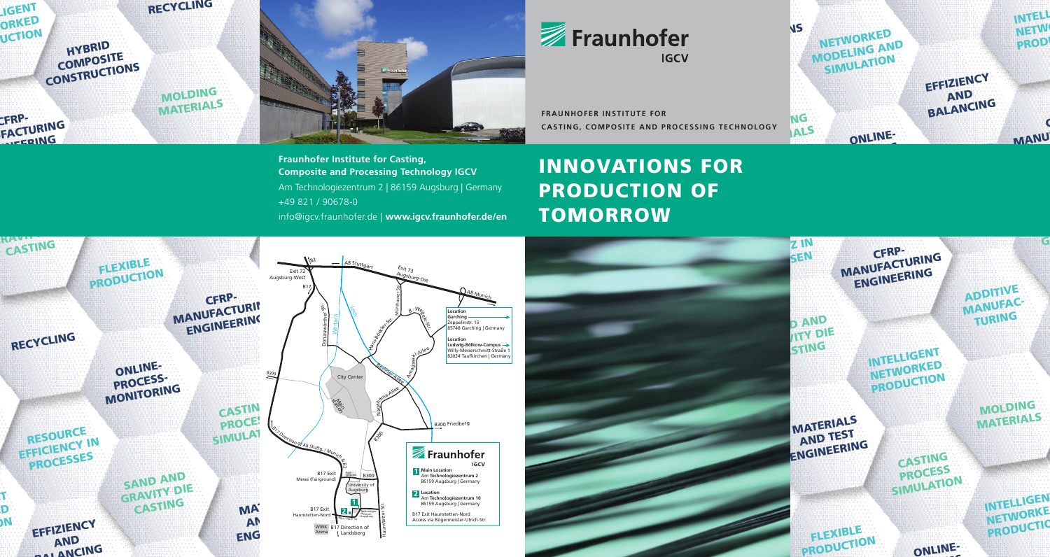# Fraunhofer IGCV

**FRAUNHOFER INSTITUTE FOR CASTING, COMPOSITE AND PROCESSING TECHNOLOGY**

# INNOVATIONS FOR PRODUCTION OF TOMORROW

**Fraunhofer Institute for Casting, Composite and Processing Technology IGCV**
Am Technologiezentrum 2 | 86159 Augsburg | Germany
+49 821 / 90678-0
info@igcv.fraunhofer.de | **www.igcv.fraunhofer.de/en**

**Location Garching**
Zeppelinstr. 15
85748 Garching | Germany

**Location Ludwig-Bölkow-Campus**
Willy-Messerschmitt-Straße 1
82024 Taufkirchen | Germany

**1 Main Location**
Am **Technologiezentrum 2**
86159 Augsburg | Germany

**2 Location**
Am **Technologiezentrum 10**
86159 Augsburg | Germany

B17 Exit Haunstetten-Nord
Access via Bügermeister-Ulrich-Str.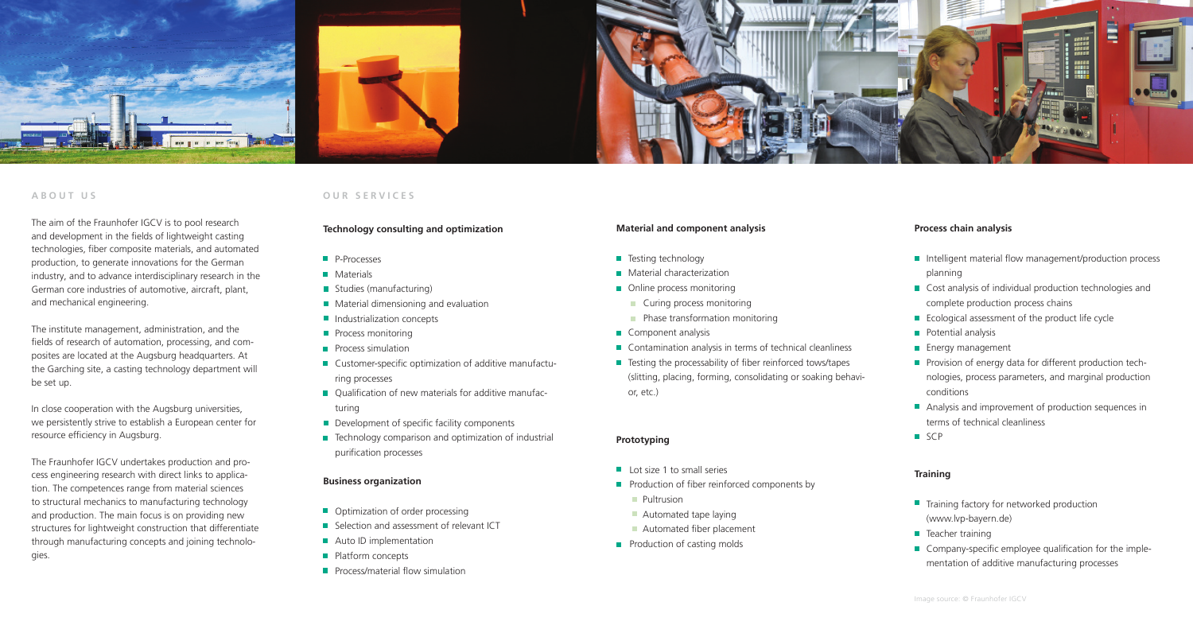## ABOUT US

The aim of the Fraunhofer IGCV is to pool research and development in the fields of lightweight casting technologies, fiber composite materials, and automated production, to generate innovations for the German industry, and to advance interdisciplinary research in the German core industries of automotive, aircraft, plant, and mechanical engineering.

The institute management, administration, and the fields of research of automation, processing, and composites are located at the Augsburg headquarters. At the Garching site, a casting technology department will be set up.

In close cooperation with the Augsburg universities, we persistently strive to establish a European center for resource efficiency in Augsburg.

The Fraunhofer IGCV undertakes production and process engineering research with direct links to application. The competences range from material sciences to structural mechanics to manufacturing technology and production. The main focus is on providing new structures for lightweight construction that differentiate through manufacturing concepts and joining technologies.

## OUR SERVICES

### Technology consulting and optimization

- P-Processes
- Materials
- Studies (manufacturing)
- Material dimensioning and evaluation
- Industrialization concepts
- Process monitoring
- Process simulation
- Customer-specific optimization of additive manufacturing processes
- Qualification of new materials for additive manufacturing
- Development of specific facility components
- Technology comparison and optimization of industrial purification processes

### Business organization

- Optimization of order processing
- Selection and assessment of relevant ICT
- Auto ID implementation
- Platform concepts
- Process/material flow simulation

### Material and component analysis

- Testing technology
- Material characterization
- Online process monitoring
  - Curing process monitoring
  - Phase transformation monitoring
- Component analysis
- Contamination analysis in terms of technical cleanliness
- Testing the processability of fiber reinforced tows/tapes (slitting, placing, forming, consolidating or soaking behavior, etc.)

### Prototyping

- Lot size 1 to small series
- Production of fiber reinforced components by
  - Pultrusion
  - Automated tape laying
  - Automated fiber placement
- Production of casting molds

### Process chain analysis

- Intelligent material flow management/production process planning
- Cost analysis of individual production technologies and complete production process chains
- Ecological assessment of the product life cycle
- Potential analysis
- Energy management
- Provision of energy data for different production technologies, process parameters, and marginal production conditions
- Analysis and improvement of production sequences in terms of technical cleanliness
- SCP

### Training

- Training factory for networked production (www.lvp-bayern.de)
- Teacher training
- Company-specific employee qualification for the implementation of additive manufacturing processes

Image source: © Fraunhofer IGCV